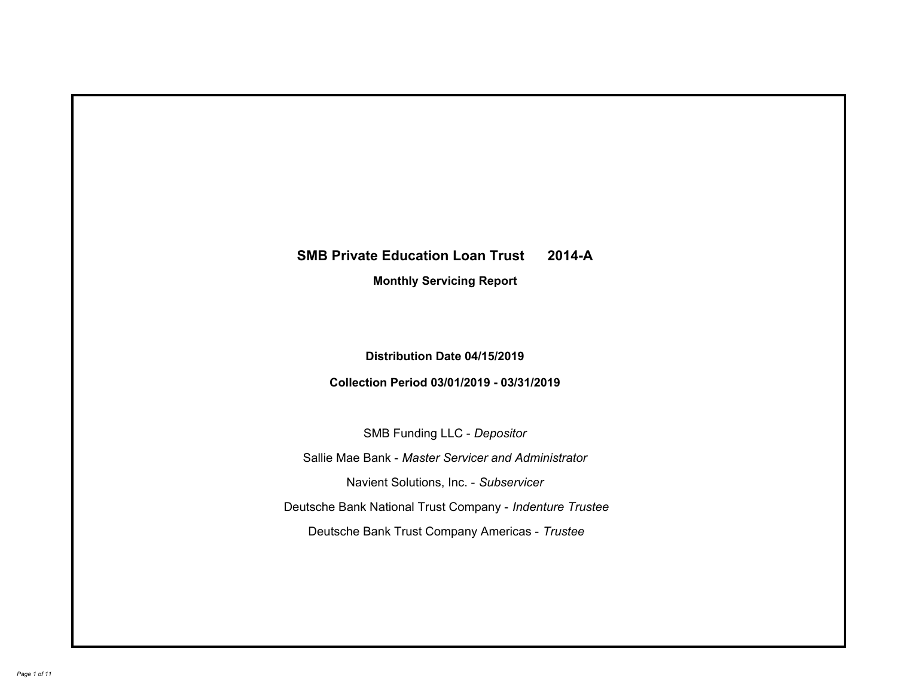# SMB Private Education Loan Trust 2014-A

## Monthly Servicing Report

**Distribution Date 04/15/2019**

**Collection Period 03/01/2019 - 03/31/2019**

SMB Funding LLC - *Depositor*

Sallie Mae Bank - *Master Servicer and Administrator*

Navient Solutions, Inc. - *Subservicer*

Deutsche Bank National Trust Company - *Indenture Trustee*

Deutsche Bank Trust Company Americas - *Trustee*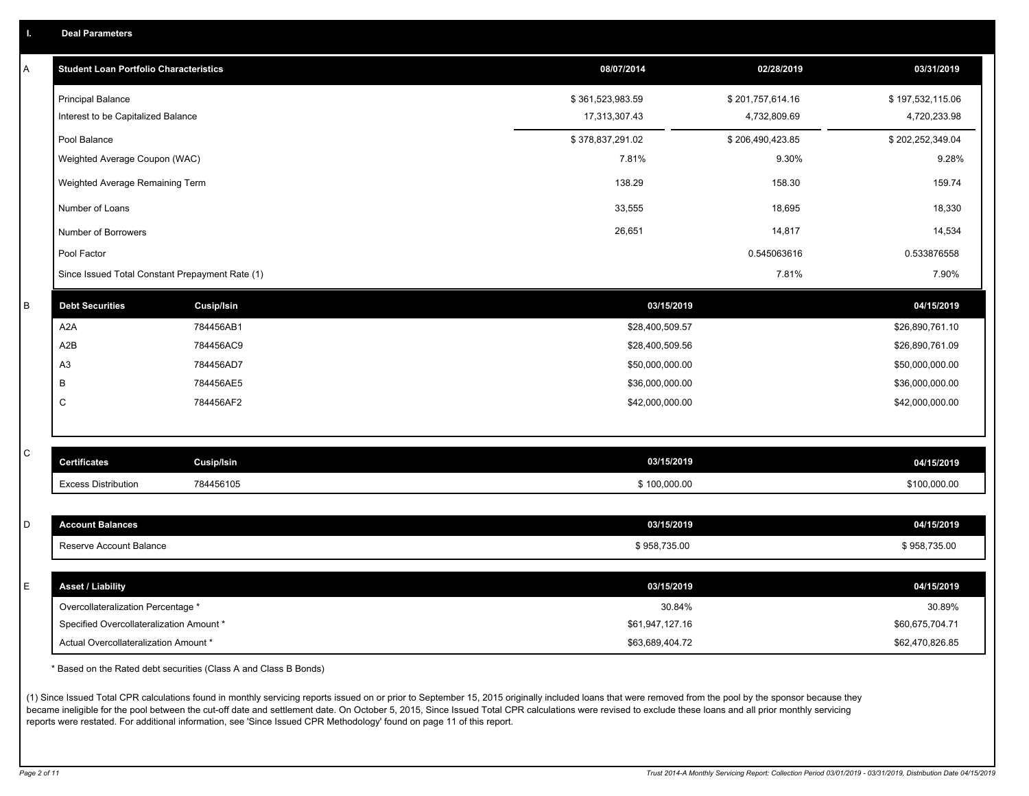## I. Deal Parameters

### A

| Student Loan Portfolio Characteristics | 08/07/2014 | 02/28/2019 | 03/31/2019 |
|---|---|---|---|
| Principal Balance | $ 361,523,983.59 | $ 201,757,614.16 | $ 197,532,115.06 |
| Interest to be Capitalized Balance | 17,313,307.43 | 4,732,809.69 | 4,720,233.98 |
| Pool Balance | $ 378,837,291.02 | $ 206,490,423.85 | $ 202,252,349.04 |
| Weighted Average Coupon (WAC) | 7.81% | 9.30% | 9.28% |
| Weighted Average Remaining Term | 138.29 | 158.30 | 159.74 |
| Number of Loans | 33,555 | 18,695 | 18,330 |
| Number of Borrowers | 26,651 | 14,817 | 14,534 |
| Pool Factor | | 0.545063616 | 0.533876558 |
| Since Issued Total Constant Prepayment Rate (1) | | 7.81% | 7.90% |

### B

| Debt Securities | Cusip/Isin | 03/15/2019 | 04/15/2019 |
|---|---|---|---|
| A2A | 784456AB1 | $28,400,509.57 | $26,890,761.10 |
| A2B | 784456AC9 | $28,400,509.56 | $26,890,761.09 |
| A3 | 784456AD7 | $50,000,000.00 | $50,000,000.00 |
| B | 784456AE5 | $36,000,000.00 | $36,000,000.00 |
| C | 784456AF2 | $42,000,000.00 | $42,000,000.00 |

### C

| Certificates | Cusip/Isin | 03/15/2019 | 04/15/2019 |
|---|---|---|---|
| Excess Distribution | 784456105 | $ 100,000.00 | $100,000.00 |

### D

| Account Balances | 03/15/2019 | 04/15/2019 |
|---|---|---|
| Reserve Account Balance | $ 958,735.00 | $ 958,735.00 |

### E

| Asset / Liability | 03/15/2019 | 04/15/2019 |
|---|---|---|
| Overcollateralization Percentage * | 30.84% | 30.89% |
| Specified Overcollateralization Amount * | $61,947,127.16 | $60,675,704.71 |
| Actual Overcollateralization Amount * | $63,689,404.72 | $62,470,826.85 |

* Based on the Rated debt securities (Class A and Class B Bonds)

(1) Since Issued Total CPR calculations found in monthly servicing reports issued on or prior to September 15, 2015 originally included loans that were removed from the pool by the sponsor because they became ineligible for the pool between the cut-off date and settlement date. On October 5, 2015, Since Issued Total CPR calculations were revised to exclude these loans and all prior monthly servicing reports were restated. For additional information, see 'Since Issued CPR Methodology' found on page 11 of this report.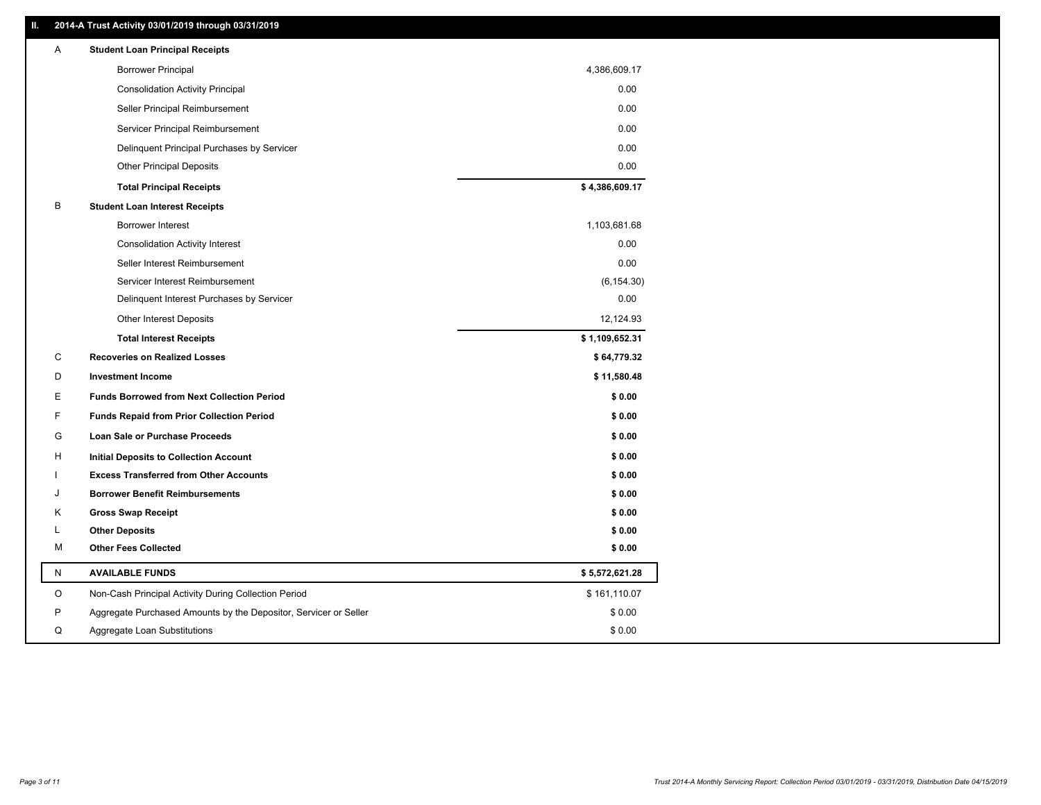## II. 2014-A Trust Activity 03/01/2019 through 03/31/2019

| | | |
|---|---|---|
| A | **Student Loan Principal Receipts** | |
| | Borrower Principal | 4,386,609.17 |
| | Consolidation Activity Principal | 0.00 |
| | Seller Principal Reimbursement | 0.00 |
| | Servicer Principal Reimbursement | 0.00 |
| | Delinquent Principal Purchases by Servicer | 0.00 |
| | Other Principal Deposits | 0.00 |
| | **Total Principal Receipts** | **$ 4,386,609.17** |
| B | **Student Loan Interest Receipts** | |
| | Borrower Interest | 1,103,681.68 |
| | Consolidation Activity Interest | 0.00 |
| | Seller Interest Reimbursement | 0.00 |
| | Servicer Interest Reimbursement | (6,154.30) |
| | Delinquent Interest Purchases by Servicer | 0.00 |
| | Other Interest Deposits | 12,124.93 |
| | **Total Interest Receipts** | **$ 1,109,652.31** |
| C | **Recoveries on Realized Losses** | **$ 64,779.32** |
| D | **Investment Income** | **$ 11,580.48** |
| E | **Funds Borrowed from Next Collection Period** | **$ 0.00** |
| F | **Funds Repaid from Prior Collection Period** | **$ 0.00** |
| G | **Loan Sale or Purchase Proceeds** | **$ 0.00** |
| H | **Initial Deposits to Collection Account** | **$ 0.00** |
| I | **Excess Transferred from Other Accounts** | **$ 0.00** |
| J | **Borrower Benefit Reimbursements** | **$ 0.00** |
| K | **Gross Swap Receipt** | **$ 0.00** |
| L | **Other Deposits** | **$ 0.00** |
| M | **Other Fees Collected** | **$ 0.00** |
| N | **AVAILABLE FUNDS** | **$ 5,572,621.28** |
| O | Non-Cash Principal Activity During Collection Period | $ 161,110.07 |
| P | Aggregate Purchased Amounts by the Depositor, Servicer or Seller | $ 0.00 |
| Q | Aggregate Loan Substitutions | $ 0.00 |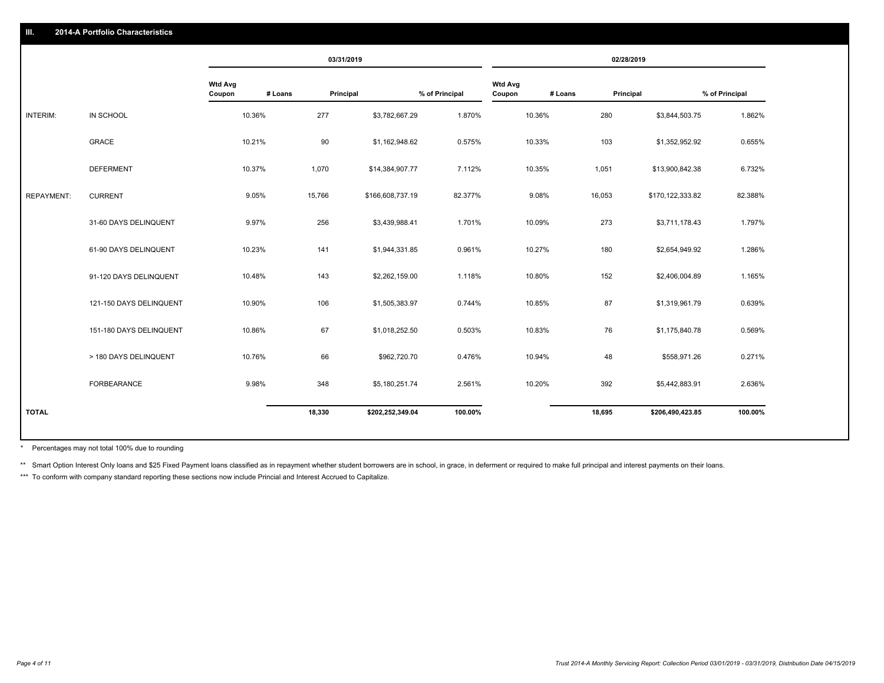## III. 2014-A Portfolio Characteristics

| | | 03/31/2019 | | | | 02/28/2019 | | | |
|---|---|---|---|---|---|---|---|---|---|
| | | Wtd Avg Coupon | # Loans | Principal | % of Principal | Wtd Avg Coupon | # Loans | Principal | % of Principal |
| INTERIM: | IN SCHOOL | 10.36% | 277 | $3,782,667.29 | 1.870% | 10.36% | 280 | $3,844,503.75 | 1.862% |
| | GRACE | 10.21% | 90 | $1,162,948.62 | 0.575% | 10.33% | 103 | $1,352,952.92 | 0.655% |
| | DEFERMENT | 10.37% | 1,070 | $14,384,907.77 | 7.112% | 10.35% | 1,051 | $13,900,842.38 | 6.732% |
| REPAYMENT: | CURRENT | 9.05% | 15,766 | $166,608,737.19 | 82.377% | 9.08% | 16,053 | $170,122,333.82 | 82.388% |
| | 31-60 DAYS DELINQUENT | 9.97% | 256 | $3,439,988.41 | 1.701% | 10.09% | 273 | $3,711,178.43 | 1.797% |
| | 61-90 DAYS DELINQUENT | 10.23% | 141 | $1,944,331.85 | 0.961% | 10.27% | 180 | $2,654,949.92 | 1.286% |
| | 91-120 DAYS DELINQUENT | 10.48% | 143 | $2,262,159.00 | 1.118% | 10.80% | 152 | $2,406,004.89 | 1.165% |
| | 121-150 DAYS DELINQUENT | 10.90% | 106 | $1,505,383.97 | 0.744% | 10.85% | 87 | $1,319,961.79 | 0.639% |
| | 151-180 DAYS DELINQUENT | 10.86% | 67 | $1,018,252.50 | 0.503% | 10.83% | 76 | $1,175,840.78 | 0.569% |
| | > 180 DAYS DELINQUENT | 10.76% | 66 | $962,720.70 | 0.476% | 10.94% | 48 | $558,971.26 | 0.271% |
| | FORBEARANCE | 9.98% | 348 | $5,180,251.74 | 2.561% | 10.20% | 392 | $5,442,883.91 | 2.636% |
| **TOTAL** | | | **18,330** | **$202,252,349.04** | **100.00%** | | **18,695** | **$206,490,423.85** | **100.00%** |

\* Percentages may not total 100% due to rounding

\*\* Smart Option Interest Only loans and $25 Fixed Payment loans classified as in repayment whether student borrowers are in school, in grace, in deferment or required to make full principal and interest payments on their loans.

\*\*\* To conform with company standard reporting these sections now include Princial and Interest Accrued to Capitalize.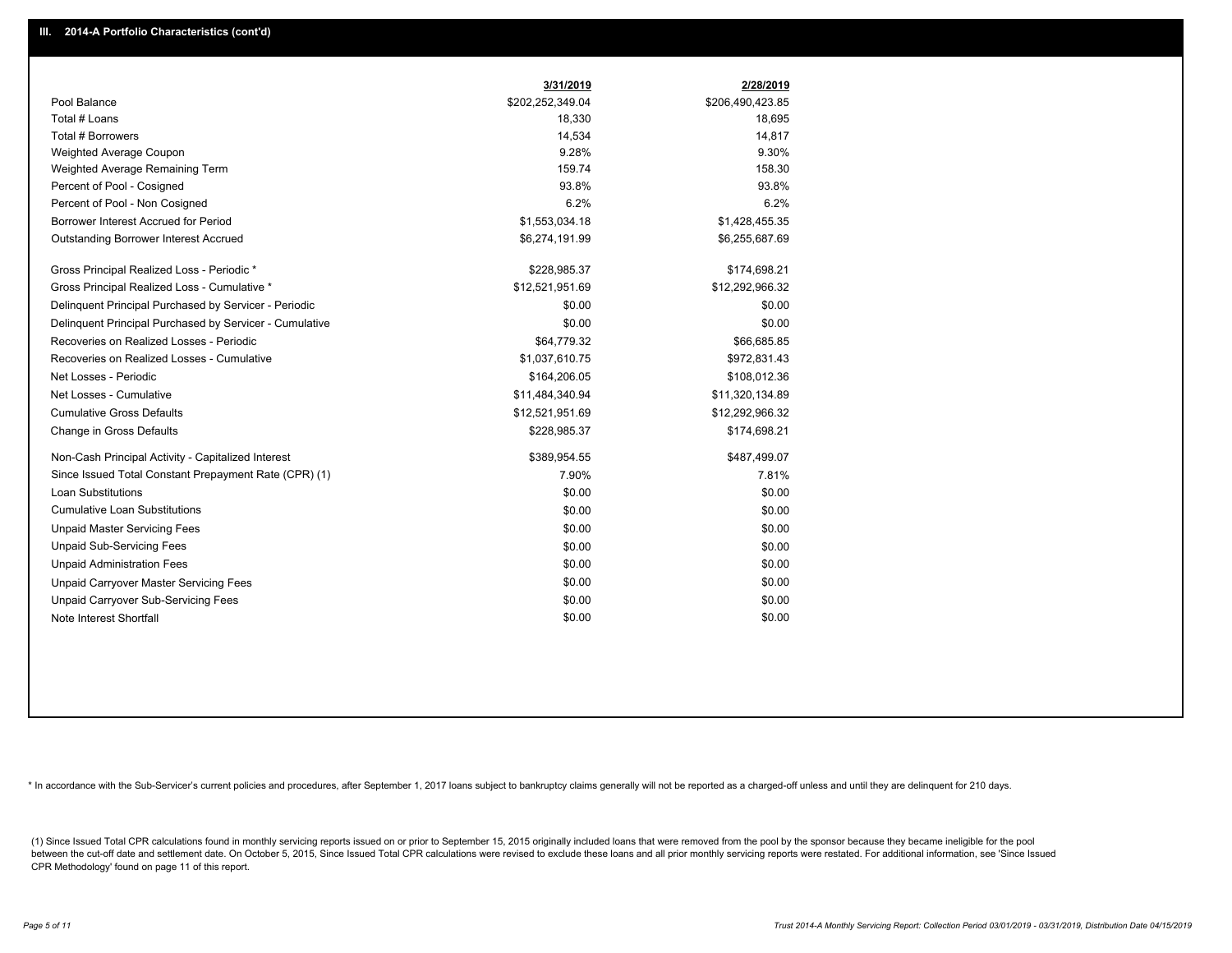## III. 2014-A Portfolio Characteristics (cont'd)

| | 3/31/2019 | 2/28/2019 |
|---|---|---|
| Pool Balance | $202,252,349.04 | $206,490,423.85 |
| Total # Loans | 18,330 | 18,695 |
| Total # Borrowers | 14,534 | 14,817 |
| Weighted Average Coupon | 9.28% | 9.30% |
| Weighted Average Remaining Term | 159.74 | 158.30 |
| Percent of Pool - Cosigned | 93.8% | 93.8% |
| Percent of Pool - Non Cosigned | 6.2% | 6.2% |
| Borrower Interest Accrued for Period | $1,553,034.18 | $1,428,455.35 |
| Outstanding Borrower Interest Accrued | $6,274,191.99 | $6,255,687.69 |
| Gross Principal Realized Loss - Periodic * | $228,985.37 | $174,698.21 |
| Gross Principal Realized Loss - Cumulative * | $12,521,951.69 | $12,292,966.32 |
| Delinquent Principal Purchased by Servicer - Periodic | $0.00 | $0.00 |
| Delinquent Principal Purchased by Servicer - Cumulative | $0.00 | $0.00 |
| Recoveries on Realized Losses - Periodic | $64,779.32 | $66,685.85 |
| Recoveries on Realized Losses - Cumulative | $1,037,610.75 | $972,831.43 |
| Net Losses - Periodic | $164,206.05 | $108,012.36 |
| Net Losses - Cumulative | $11,484,340.94 | $11,320,134.89 |
| Cumulative Gross Defaults | $12,521,951.69 | $12,292,966.32 |
| Change in Gross Defaults | $228,985.37 | $174,698.21 |
| Non-Cash Principal Activity - Capitalized Interest | $389,954.55 | $487,499.07 |
| Since Issued Total Constant Prepayment Rate (CPR) (1) | 7.90% | 7.81% |
| Loan Substitutions | $0.00 | $0.00 |
| Cumulative Loan Substitutions | $0.00 | $0.00 |
| Unpaid Master Servicing Fees | $0.00 | $0.00 |
| Unpaid Sub-Servicing Fees | $0.00 | $0.00 |
| Unpaid Administration Fees | $0.00 | $0.00 |
| Unpaid Carryover Master Servicing Fees | $0.00 | $0.00 |
| Unpaid Carryover Sub-Servicing Fees | $0.00 | $0.00 |
| Note Interest Shortfall | $0.00 | $0.00 |

* In accordance with the Sub-Servicer's current policies and procedures, after September 1, 2017 loans subject to bankruptcy claims generally will not be reported as a charged-off unless and until they are delinquent for 210 days.

(1) Since Issued Total CPR calculations found in monthly servicing reports issued on or prior to September 15, 2015 originally included loans that were removed from the pool by the sponsor because they became ineligible for the pool between the cut-off date and settlement date. On October 5, 2015, Since Issued Total CPR calculations were revised to exclude these loans and all prior monthly servicing reports were restated. For additional information, see 'Since Issued CPR Methodology' found on page 11 of this report.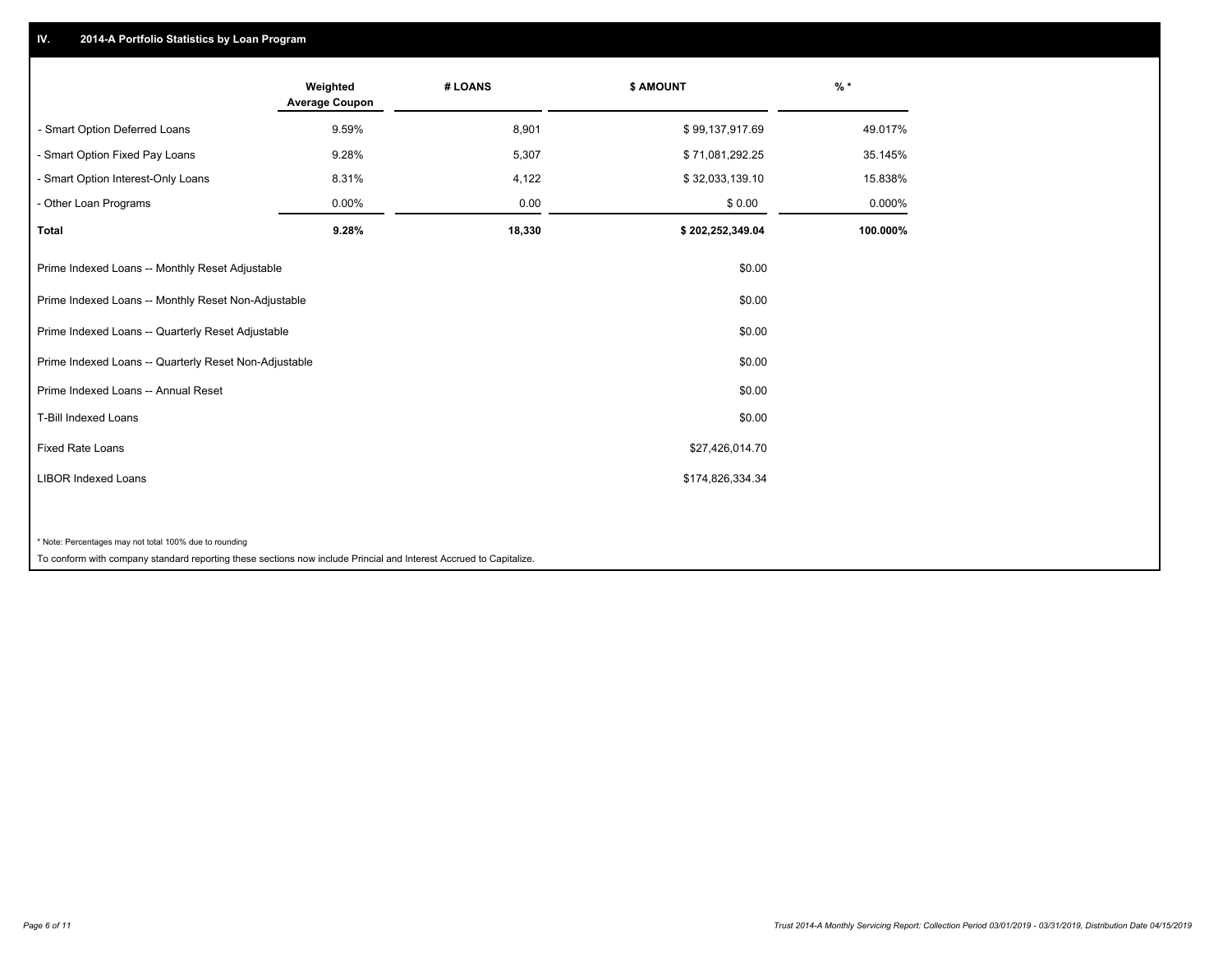## IV. 2014-A Portfolio Statistics by Loan Program

| | Weighted Average Coupon | # LOANS | $ AMOUNT | % * |
|---|---|---|---|---|
| - Smart Option Deferred Loans | 9.59% | 8,901 | $ 99,137,917.69 | 49.017% |
| - Smart Option Fixed Pay Loans | 9.28% | 5,307 | $ 71,081,292.25 | 35.145% |
| - Smart Option Interest-Only Loans | 8.31% | 4,122 | $ 32,033,139.10 | 15.838% |
| - Other Loan Programs | 0.00% | 0.00 | $ 0.00 | 0.000% |
| **Total** | **9.28%** | **18,330** | **$ 202,252,349.04** | **100.000%** |

| | |
|---|---|
| Prime Indexed Loans -- Monthly Reset Adjustable | $0.00 |
| Prime Indexed Loans -- Monthly Reset Non-Adjustable | $0.00 |
| Prime Indexed Loans -- Quarterly Reset Adjustable | $0.00 |
| Prime Indexed Loans -- Quarterly Reset Non-Adjustable | $0.00 |
| Prime Indexed Loans -- Annual Reset | $0.00 |
| T-Bill Indexed Loans | $0.00 |
| Fixed Rate Loans | $27,426,014.70 |
| LIBOR Indexed Loans | $174,826,334.34 |

* Note: Percentages may not total 100% due to rounding

To conform with company standard reporting these sections now include Princial and Interest Accrued to Capitalize.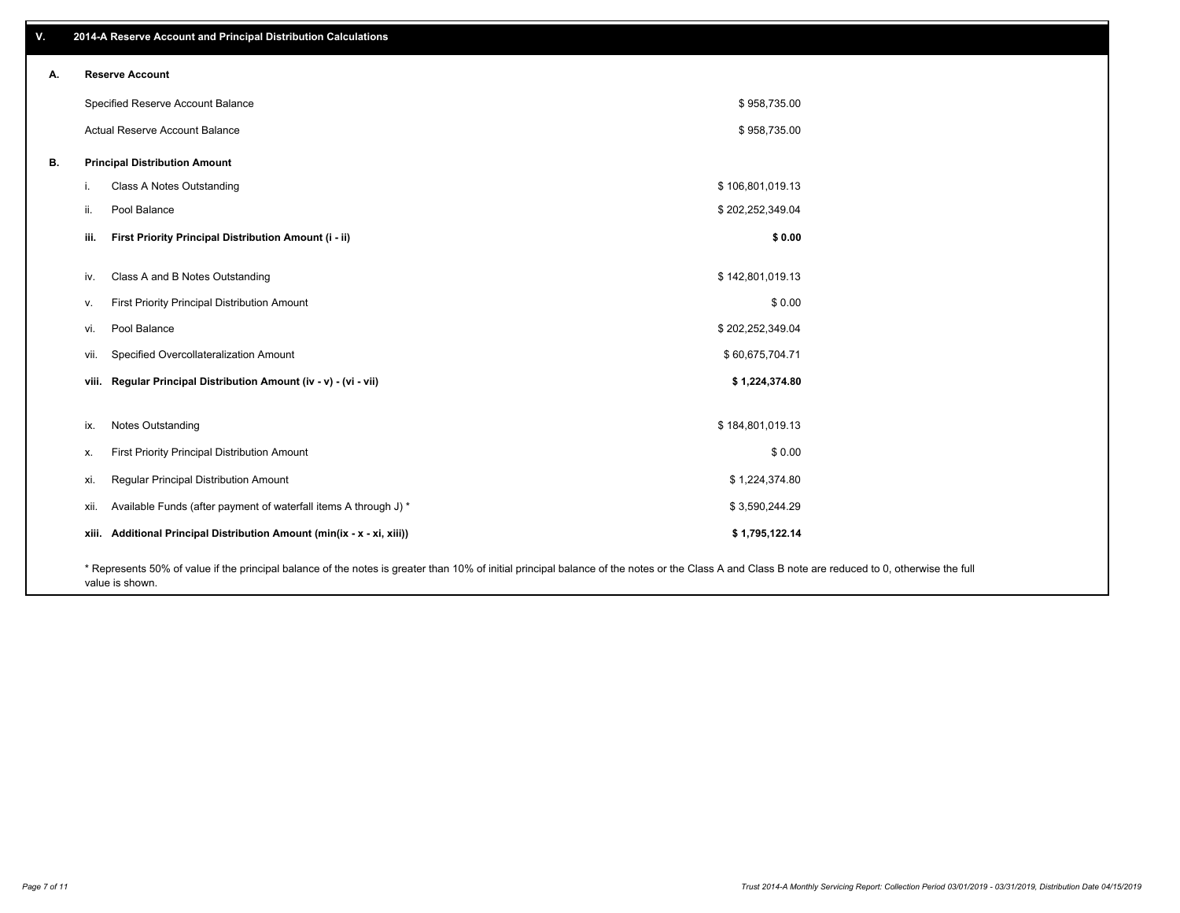## V. 2014-A Reserve Account and Principal Distribution Calculations

### A. Reserve Account

| | |
|---|---|
| Specified Reserve Account Balance | $ 958,735.00 |
| Actual Reserve Account Balance | $ 958,735.00 |

### B. Principal Distribution Amount

| | | |
|---|---|---|
| i. | Class A Notes Outstanding | $ 106,801,019.13 |
| ii. | Pool Balance | $ 202,252,349.04 |
| **iii.** | **First Priority Principal Distribution Amount (i - ii)** | **$ 0.00** |
| iv. | Class A and B Notes Outstanding | $ 142,801,019.13 |
| v. | First Priority Principal Distribution Amount | $ 0.00 |
| vi. | Pool Balance | $ 202,252,349.04 |
| vii. | Specified Overcollateralization Amount | $ 60,675,704.71 |
| **viii.** | **Regular Principal Distribution Amount (iv - v) - (vi - vii)** | **$ 1,224,374.80** |
| ix. | Notes Outstanding | $ 184,801,019.13 |
| x. | First Priority Principal Distribution Amount | $ 0.00 |
| xi. | Regular Principal Distribution Amount | $ 1,224,374.80 |
| xii. | Available Funds (after payment of waterfall items A through J) * | $ 3,590,244.29 |
| **xiii.** | **Additional Principal Distribution Amount (min(ix - x - xi, xiii))** | **$ 1,795,122.14** |

* Represents 50% of value if the principal balance of the notes is greater than 10% of initial principal balance of the notes or the Class A and Class B note are reduced to 0, otherwise the full value is shown.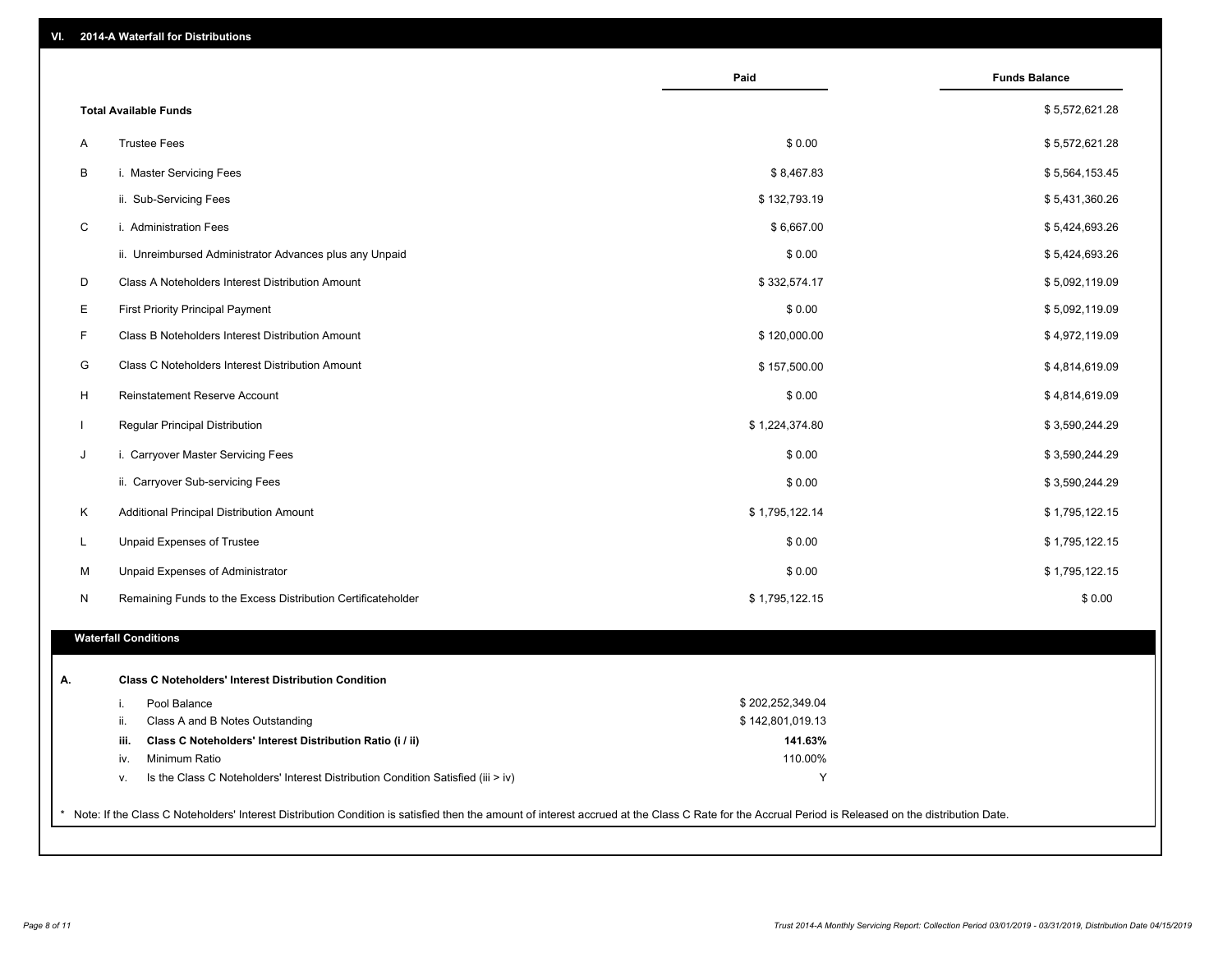## VI. 2014-A Waterfall for Distributions

| | | Paid | Funds Balance |
|---|---|---|---|
| | **Total Available Funds** | | $ 5,572,621.28 |
| A | Trustee Fees | $ 0.00 | $ 5,572,621.28 |
| B | i. Master Servicing Fees | $ 8,467.83 | $ 5,564,153.45 |
| | ii. Sub-Servicing Fees | $ 132,793.19 | $ 5,431,360.26 |
| C | i. Administration Fees | $ 6,667.00 | $ 5,424,693.26 |
| | ii. Unreimbursed Administrator Advances plus any Unpaid | $ 0.00 | $ 5,424,693.26 |
| D | Class A Noteholders Interest Distribution Amount | $ 332,574.17 | $ 5,092,119.09 |
| E | First Priority Principal Payment | $ 0.00 | $ 5,092,119.09 |
| F | Class B Noteholders Interest Distribution Amount | $ 120,000.00 | $ 4,972,119.09 |
| G | Class C Noteholders Interest Distribution Amount | $ 157,500.00 | $ 4,814,619.09 |
| H | Reinstatement Reserve Account | $ 0.00 | $ 4,814,619.09 |
| I | Regular Principal Distribution | $ 1,224,374.80 | $ 3,590,244.29 |
| J | i. Carryover Master Servicing Fees | $ 0.00 | $ 3,590,244.29 |
| | ii. Carryover Sub-servicing Fees | $ 0.00 | $ 3,590,244.29 |
| K | Additional Principal Distribution Amount | $ 1,795,122.14 | $ 1,795,122.15 |
| L | Unpaid Expenses of Trustee | $ 0.00 | $ 1,795,122.15 |
| M | Unpaid Expenses of Administrator | $ 0.00 | $ 1,795,122.15 |
| N | Remaining Funds to the Excess Distribution Certificateholder | $ 1,795,122.15 | $ 0.00 |

### Waterfall Conditions

| | | | |
|---|---|---|---|
| **A.** | | **Class C Noteholders' Interest Distribution Condition** | |
| | i. | Pool Balance | $ 202,252,349.04 |
| | ii. | Class A and B Notes Outstanding | $ 142,801,019.13 |
| | **iii.** | **Class C Noteholders' Interest Distribution Ratio (i / ii)** | **141.63%** |
| | iv. | Minimum Ratio | 110.00% |
| | v. | Is the Class C Noteholders' Interest Distribution Condition Satisfied (iii > iv) | Y |

* Note: If the Class C Noteholders' Interest Distribution Condition is satisfied then the amount of interest accrued at the Class C Rate for the Accrual Period is Released on the distribution Date.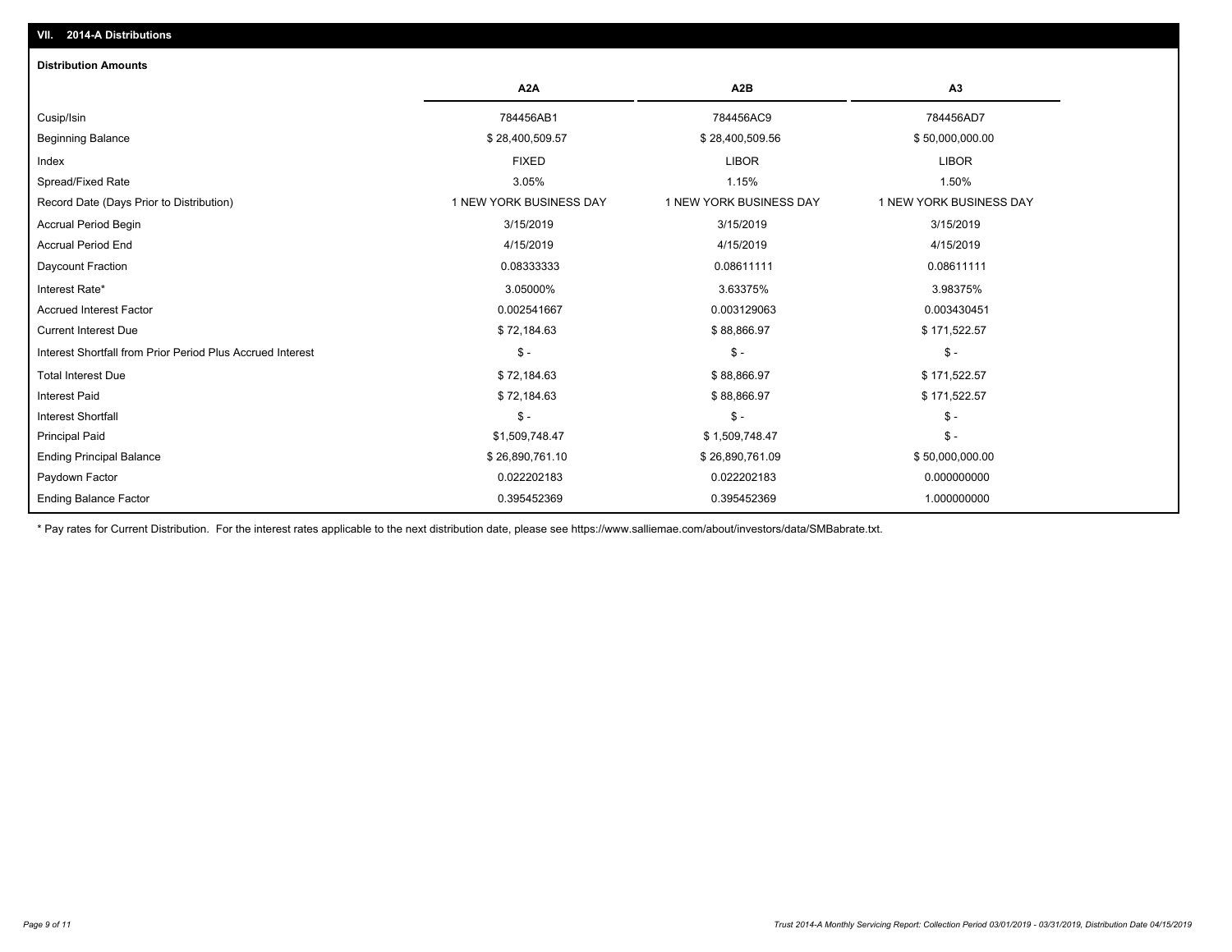## VII. 2014-A Distributions

### Distribution Amounts

| | A2A | A2B | A3 |
|---|---|---|---|
| Cusip/Isin | 784456AB1 | 784456AC9 | 784456AD7 |
| Beginning Balance | $ 28,400,509.57 | $ 28,400,509.56 | $ 50,000,000.00 |
| Index | FIXED | LIBOR | LIBOR |
| Spread/Fixed Rate | 3.05% | 1.15% | 1.50% |
| Record Date (Days Prior to Distribution) | 1 NEW YORK BUSINESS DAY | 1 NEW YORK BUSINESS DAY | 1 NEW YORK BUSINESS DAY |
| Accrual Period Begin | 3/15/2019 | 3/15/2019 | 3/15/2019 |
| Accrual Period End | 4/15/2019 | 4/15/2019 | 4/15/2019 |
| Daycount Fraction | 0.08333333 | 0.08611111 | 0.08611111 |
| Interest Rate* | 3.05000% | 3.63375% | 3.98375% |
| Accrued Interest Factor | 0.002541667 | 0.003129063 | 0.003430451 |
| Current Interest Due | $ 72,184.63 | $ 88,866.97 | $ 171,522.57 |
| Interest Shortfall from Prior Period Plus Accrued Interest | $ - | $ - | $ - |
| Total Interest Due | $ 72,184.63 | $ 88,866.97 | $ 171,522.57 |
| Interest Paid | $ 72,184.63 | $ 88,866.97 | $ 171,522.57 |
| Interest Shortfall | $ - | $ - | $ - |
| Principal Paid | $1,509,748.47 | $ 1,509,748.47 | $ - |
| Ending Principal Balance | $ 26,890,761.10 | $ 26,890,761.09 | $ 50,000,000.00 |
| Paydown Factor | 0.022202183 | 0.022202183 | 0.000000000 |
| Ending Balance Factor | 0.395452369 | 0.395452369 | 1.000000000 |

* Pay rates for Current Distribution. For the interest rates applicable to the next distribution date, please see https://www.salliemae.com/about/investors/data/SMBabrate.txt.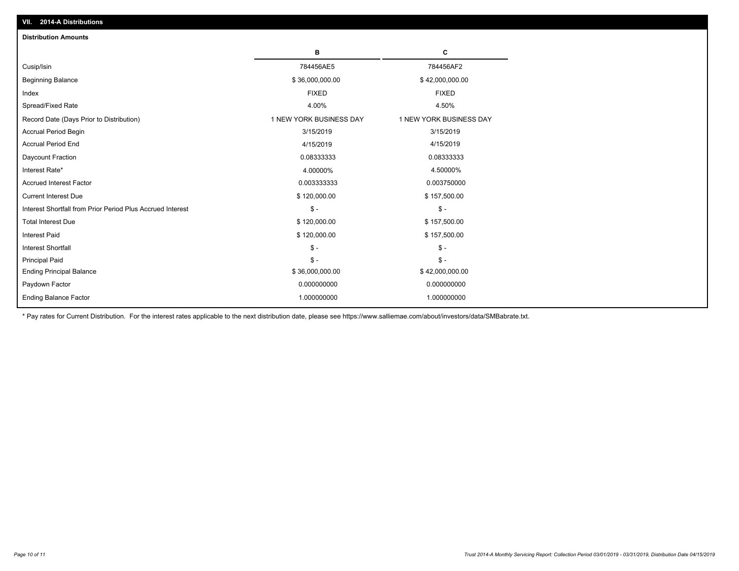## VII. 2014-A Distributions

### Distribution Amounts

| | B | C |
|---|---|---|
| Cusip/Isin | 784456AE5 | 784456AF2 |
| Beginning Balance | $ 36,000,000.00 | $ 42,000,000.00 |
| Index | FIXED | FIXED |
| Spread/Fixed Rate | 4.00% | 4.50% |
| Record Date (Days Prior to Distribution) | 1 NEW YORK BUSINESS DAY | 1 NEW YORK BUSINESS DAY |
| Accrual Period Begin | 3/15/2019 | 3/15/2019 |
| Accrual Period End | 4/15/2019 | 4/15/2019 |
| Daycount Fraction | 0.08333333 | 0.08333333 |
| Interest Rate* | 4.00000% | 4.50000% |
| Accrued Interest Factor | 0.003333333 | 0.003750000 |
| Current Interest Due | $ 120,000.00 | $ 157,500.00 |
| Interest Shortfall from Prior Period Plus Accrued Interest | $ - | $ - |
| Total Interest Due | $ 120,000.00 | $ 157,500.00 |
| Interest Paid | $ 120,000.00 | $ 157,500.00 |
| Interest Shortfall | $ - | $ - |
| Principal Paid | $ - | $ - |
| Ending Principal Balance | $ 36,000,000.00 | $ 42,000,000.00 |
| Paydown Factor | 0.000000000 | 0.000000000 |
| Ending Balance Factor | 1.000000000 | 1.000000000 |

* Pay rates for Current Distribution. For the interest rates applicable to the next distribution date, please see https://www.salliemae.com/about/investors/data/SMBabrate.txt.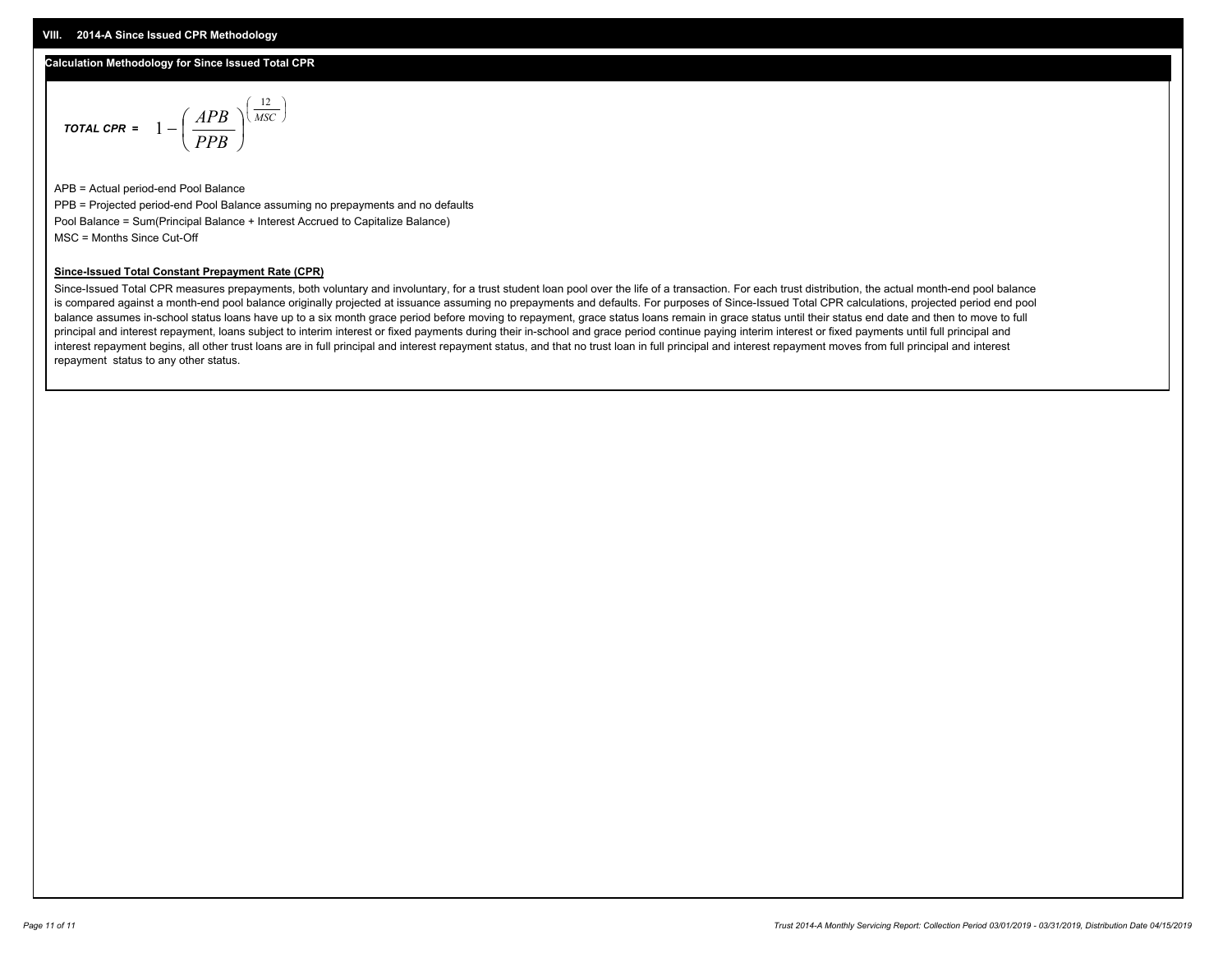## VIII. 2014-A Since Issued CPR Methodology

### Calculation Methodology for Since Issued Total CPR

$$\textbf{TOTAL CPR} = 1 - \left(\frac{APB}{PPB}\right)^{\left(\frac{12}{MSC}\right)}$$

APB = Actual period-end Pool Balance

PPB = Projected period-end Pool Balance assuming no prepayments and no defaults

Pool Balance = Sum(Principal Balance + Interest Accrued to Capitalize Balance)

MSC = Months Since Cut-Off

**Since-Issued Total Constant Prepayment Rate (CPR)**

Since-Issued Total CPR measures prepayments, both voluntary and involuntary, for a trust student loan pool over the life of a transaction. For each trust distribution, the actual month-end pool balance is compared against a month-end pool balance originally projected at issuance assuming no prepayments and defaults. For purposes of Since-Issued Total CPR calculations, projected period end pool balance assumes in-school status loans have up to a six month grace period before moving to repayment, grace status loans remain in grace status until their status end date and then to move to full principal and interest repayment, loans subject to interim interest or fixed payments during their in-school and grace period continue paying interim interest or fixed payments until full principal and interest repayment begins, all other trust loans are in full principal and interest repayment status, and that no trust loan in full principal and interest repayment moves from full principal and interest repayment status to any other status.